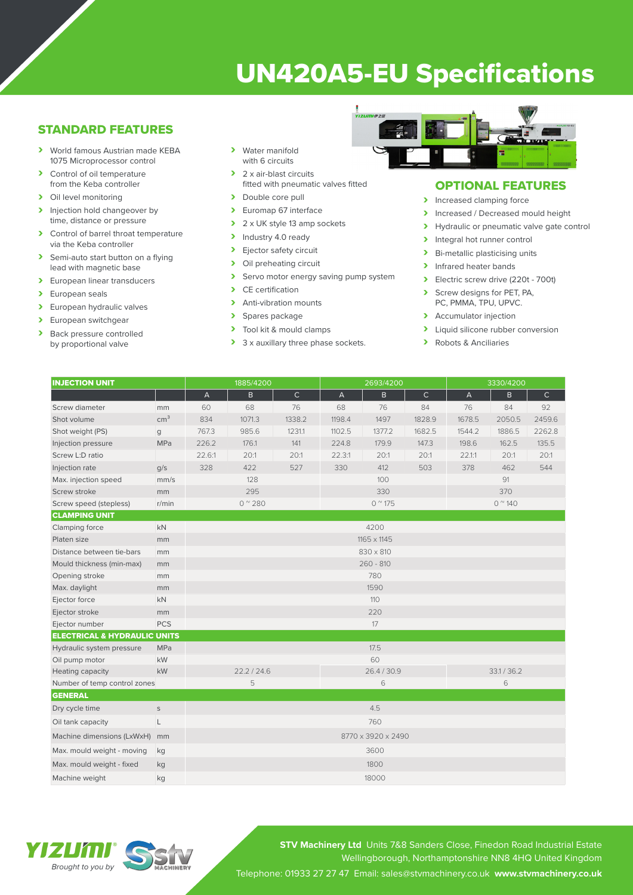# UN420A5-EU Specifications

## STANDARD FEATURES

- World famous Austrian made KEBA 1075 Microprocessor control
- Control of oil temperature from the Keba controller
- Oil level monitoring
- Injection hold changeover by time, distance or pressure
- Control of barrel throat temperature via the Keba controller
- Semi-auto start button on a flying lead with magnetic base
- European linear transducers
- European seals
- European hydraulic valves
- European switchgear
- Back pressure controlled by proportional valve
- Water manifold with 6 circuits
- 2 x air-blast circuits fitted with pneumatic valves fitted
- Double core pull
- Euromap 67 interface
- 2 x UK style 13 amp sockets
- Industry 4.0 ready
- Ejector safety circuit
- Oil preheating circuit
- Servo motor energy saving pump system
- CE certification
- Anti-vibration mounts
- Spares package
- Tool kit & mould clamps
- 3 x auxillary three phase sockets.

## OPTIONAL FEATURES

- Increased clamping force
- Increased / Decreased mould height
- Hydraulic or pneumatic valve gate control
- Integral hot runner control
- Bi-metallic plasticising units
- Infrared heater bands
- Electric screw drive (220t - 700t)
- Screw designs for PET, PA, PC, PMMA, TPU, UPVC.
- Accumulator injection
- Liquid silicone rubber conversion
- Robots & Anciliaries

| INJECTION UNIT | | 1885/4200 | | | 2693/4200 | | | 3330/4200 | | |
|---|---|---|---|---|---|---|---|---|---|---|
| | | A | B | C | A | B | C | A | B | C |
| Screw diameter | mm | 60 | 68 | 76 | 68 | 76 | 84 | 76 | 84 | 92 |
| Shot volume | $cm^3$ | 834 | 1071.3 | 1338.2 | 1198.4 | 1497 | 1828.9 | 1678.5 | 2050.5 | 2459.6 |
| Shot weight (PS) | g | 767.3 | 985.6 | 1231.1 | 1102.5 | 1377.2 | 1682.5 | 1544.2 | 1886.5 | 2262.8 |
| Injection pressure | MPa | 226.2 | 176.1 | 141 | 224.8 | 179.9 | 147.3 | 198.6 | 162.5 | 135.5 |
| Screw L:D ratio | | 22.6:1 | 20:1 | 20:1 | 22.3:1 | 20:1 | 20:1 | 22.1:1 | 20:1 | 20:1 |
| Injection rate | g/s | 328 | 422 | 527 | 330 | 412 | 503 | 378 | 462 | 544 |
| Max. injection speed | mm/s | 128 | | | 100 | | | 91 | | |
| Screw stroke | mm | 295 | | | 330 | | | 370 | | |
| Screw speed (stepless) | r/min | 0 ~ 280 | | | 0 ~ 175 | | | 0 ~ 140 | | |
| **CLAMPING UNIT** | | | | | | | | | | |
| Clamping force | kN | 4200 | | | | | | | | |
| Platen size | mm | 1165 x 1145 | | | | | | | | |
| Distance between tie-bars | mm | 830 x 810 | | | | | | | | |
| Mould thickness (min-max) | mm | 260 - 810 | | | | | | | | |
| Opening stroke | mm | 780 | | | | | | | | |
| Max. daylight | mm | 1590 | | | | | | | | |
| Ejector force | kN | 110 | | | | | | | | |
| Ejector stroke | mm | 220 | | | | | | | | |
| Ejector number | PCS | 17 | | | | | | | | |
| **ELECTRICAL & HYDRAULIC UNITS** | | | | | | | | | | |
| Hydraulic system pressure | MPa | 17.5 | | | | | | | | |
| Oil pump motor | kW | 60 | | | | | | | | |
| Heating capacity | kW | 22.2 / 24.6 | | | 26.4 / 30.9 | | | 33.1 / 36.2 | | |
| Number of temp control zones | | 5 | | | 6 | | | 6 | | |
| **GENERAL** | | | | | | | | | | |
| Dry cycle time | s | 4.5 | | | | | | | | |
| Oil tank capacity | L | 760 | | | | | | | | |
| Machine dimensions (LxWxH) | mm | 8770 x 3920 x 2490 | | | | | | | | |
| Max. mould weight - moving | kg | 3600 | | | | | | | | |
| Max. mould weight - fixed | kg | 1800 | | | | | | | | |
| Machine weight | kg | 18000 | | | | | | | | |

YIZUMI® *Brought to you by* STV MACHINERY

**STV Machinery Ltd** Units 7&8 Sanders Close, Finedon Road Industrial Estate Wellingborough, Northamptonshire NN8 4HQ United Kingdom

Telephone: 01933 27 27 47 Email: sales@stvmachinery.co.uk **www.stvmachinery.co.uk**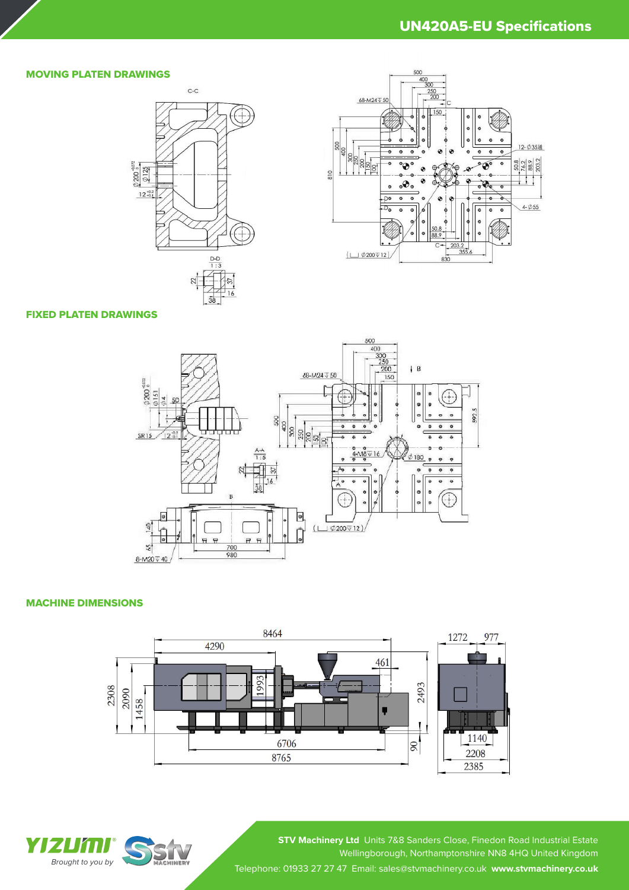# UN420A5-EU Specifications

## MOVING PLATEN DRAWINGS

C-C

D-D
1 : 3

## FIXED PLATEN DRAWINGS

A-A
1 : 5

## MACHINE DIMENSIONS

8464
4290
461
1993
2308
2090
1458
2493
90
6706
8765
1272
977
1140
2208
2385

YIZUMI
*Brought to you by*
stv MACHINERY

**STV Machinery Ltd** Units 7&8 Sanders Close, Finedon Road Industrial Estate
Wellingborough, Northamptonshire NN8 4HQ United Kingdom
Telephone: 01933 27 27 47 Email: sales@stvmachinery.co.uk **www.stvmachinery.co.uk**